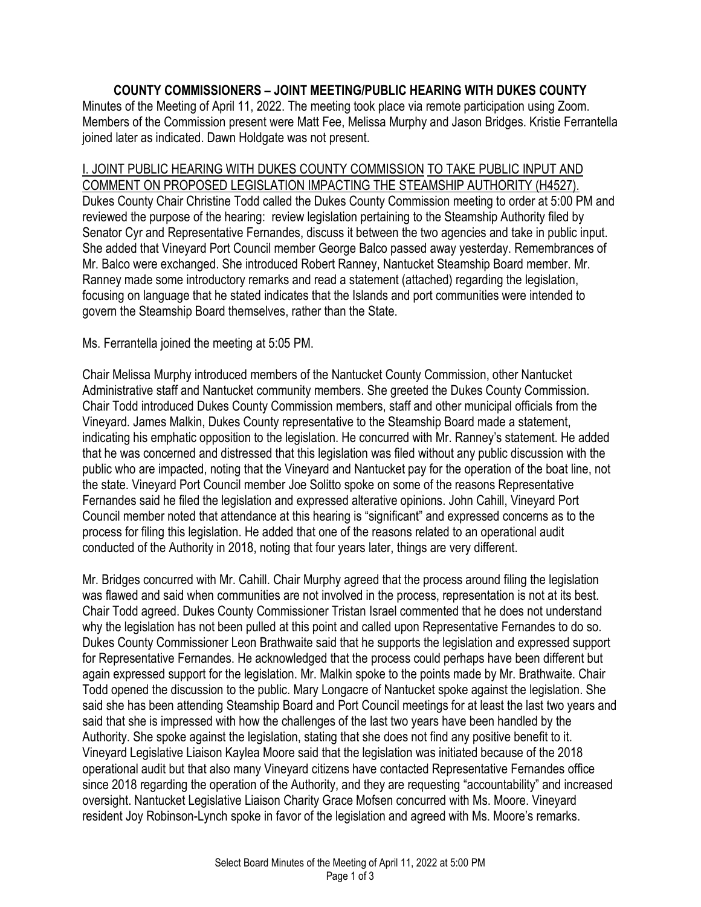# COUNTY COMMISSIONERS – JOINT MEETING/PUBLIC HEARING WITH DUKES COUNTY

Minutes of the Meeting of April 11, 2022. The meeting took place via remote participation using Zoom. Members of the Commission present were Matt Fee, Melissa Murphy and Jason Bridges. Kristie Ferrantella joined later as indicated. Dawn Holdgate was not present.

## I. JOINT PUBLIC HEARING WITH DUKES COUNTY COMMISSION TO TAKE PUBLIC INPUT AND COMMENT ON PROPOSED LEGISLATION IMPACTING THE STEAMSHIP AUTHORITY (H4527).

Dukes County Chair Christine Todd called the Dukes County Commission meeting to order at 5:00 PM and reviewed the purpose of the hearing: review legislation pertaining to the Steamship Authority filed by Senator Cyr and Representative Fernandes, discuss it between the two agencies and take in public input. She added that Vineyard Port Council member George Balco passed away yesterday. Remembrances of Mr. Balco were exchanged. She introduced Robert Ranney, Nantucket Steamship Board member. Mr. Ranney made some introductory remarks and read a statement (attached) regarding the legislation, focusing on language that he stated indicates that the Islands and port communities were intended to govern the Steamship Board themselves, rather than the State.

Ms. Ferrantella joined the meeting at 5:05 PM.

Chair Melissa Murphy introduced members of the Nantucket County Commission, other Nantucket Administrative staff and Nantucket community members. She greeted the Dukes County Commission. Chair Todd introduced Dukes County Commission members, staff and other municipal officials from the Vineyard. James Malkin, Dukes County representative to the Steamship Board made a statement, indicating his emphatic opposition to the legislation. He concurred with Mr. Ranney's statement. He added that he was concerned and distressed that this legislation was filed without any public discussion with the public who are impacted, noting that the Vineyard and Nantucket pay for the operation of the boat line, not the state. Vineyard Port Council member Joe Solitto spoke on some of the reasons Representative Fernandes said he filed the legislation and expressed alterative opinions. John Cahill, Vineyard Port Council member noted that attendance at this hearing is "significant" and expressed concerns as to the process for filing this legislation. He added that one of the reasons related to an operational audit conducted of the Authority in 2018, noting that four years later, things are very different.

Mr. Bridges concurred with Mr. Cahill. Chair Murphy agreed that the process around filing the legislation was flawed and said when communities are not involved in the process, representation is not at its best. Chair Todd agreed. Dukes County Commissioner Tristan Israel commented that he does not understand why the legislation has not been pulled at this point and called upon Representative Fernandes to do so. Dukes County Commissioner Leon Brathwaite said that he supports the legislation and expressed support for Representative Fernandes. He acknowledged that the process could perhaps have been different but again expressed support for the legislation. Mr. Malkin spoke to the points made by Mr. Brathwaite. Chair Todd opened the discussion to the public. Mary Longacre of Nantucket spoke against the legislation. She said she has been attending Steamship Board and Port Council meetings for at least the last two years and said that she is impressed with how the challenges of the last two years have been handled by the Authority. She spoke against the legislation, stating that she does not find any positive benefit to it. Vineyard Legislative Liaison Kaylea Moore said that the legislation was initiated because of the 2018 operational audit but that also many Vineyard citizens have contacted Representative Fernandes office since 2018 regarding the operation of the Authority, and they are requesting "accountability" and increased oversight. Nantucket Legislative Liaison Charity Grace Mofsen concurred with Ms. Moore. Vineyard resident Joy Robinson-Lynch spoke in favor of the legislation and agreed with Ms. Moore's remarks.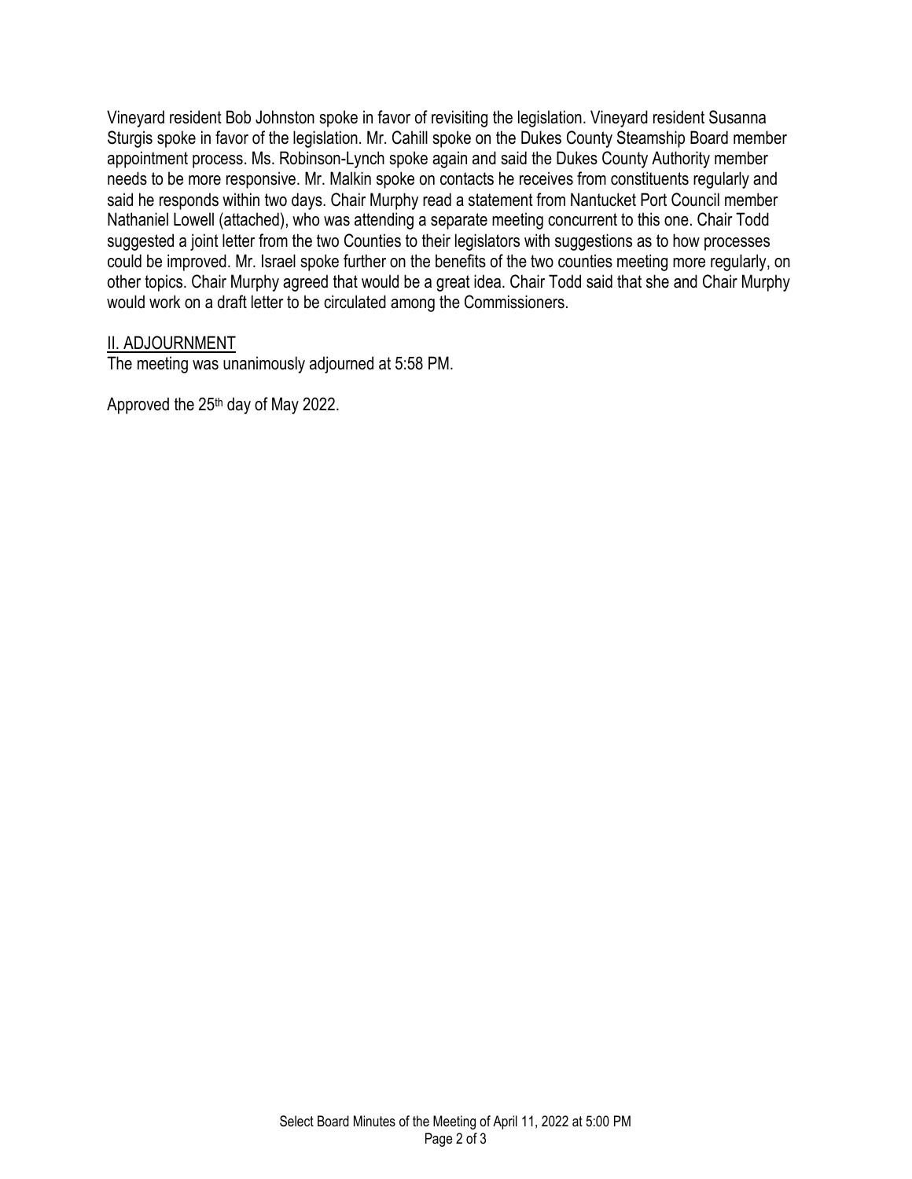Vineyard resident Bob Johnston spoke in favor of revisiting the legislation. Vineyard resident Susanna Sturgis spoke in favor of the legislation. Mr. Cahill spoke on the Dukes County Steamship Board member appointment process. Ms. Robinson-Lynch spoke again and said the Dukes County Authority member needs to be more responsive. Mr. Malkin spoke on contacts he receives from constituents regularly and said he responds within two days. Chair Murphy read a statement from Nantucket Port Council member Nathaniel Lowell (attached), who was attending a separate meeting concurrent to this one. Chair Todd suggested a joint letter from the two Counties to their legislators with suggestions as to how processes could be improved. Mr. Israel spoke further on the benefits of the two counties meeting more regularly, on other topics. Chair Murphy agreed that would be a great idea. Chair Todd said that she and Chair Murphy would work on a draft letter to be circulated among the Commissioners.

<u>II. ADJOURNMENT</u>

The meeting was unanimously adjourned at 5:58 PM.

Approved the 25th day of May 2022.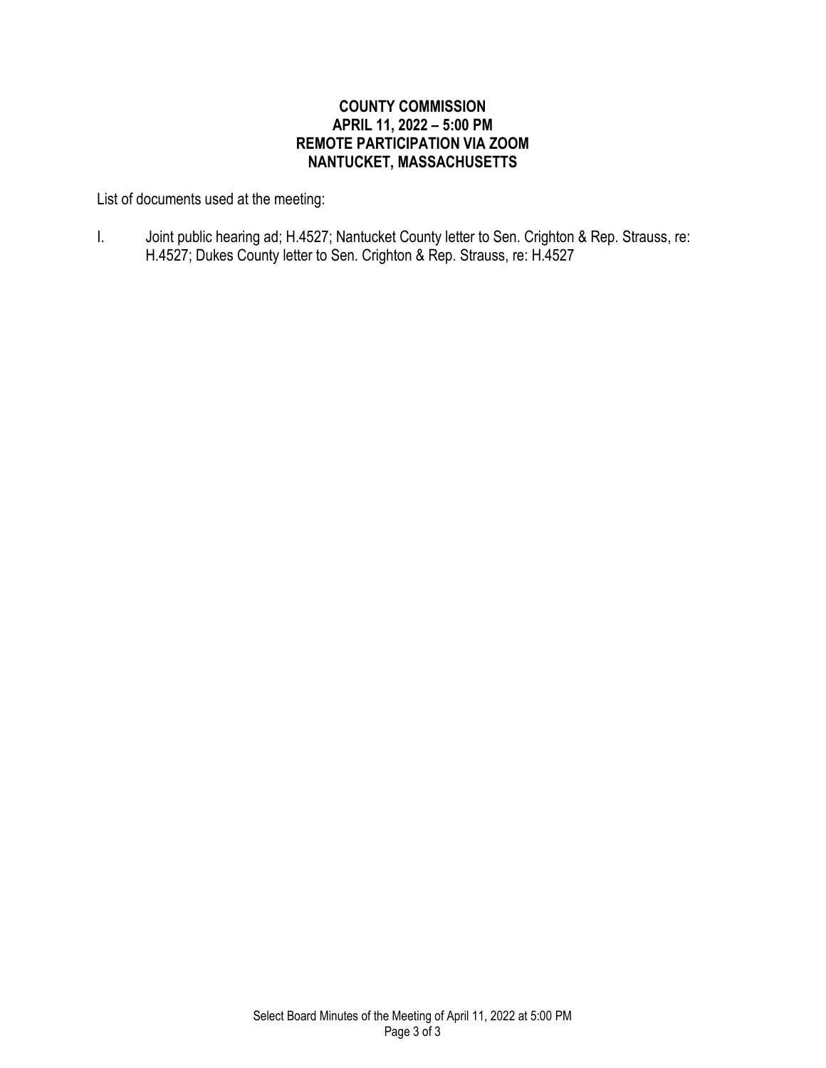**COUNTY COMMISSION**
**APRIL 11, 2022 – 5:00 PM**
**REMOTE PARTICIPATION VIA ZOOM**
**NANTUCKET, MASSACHUSETTS**

List of documents used at the meeting:

I. Joint public hearing ad; H.4527; Nantucket County letter to Sen. Crighton & Rep. Strauss, re: H.4527; Dukes County letter to Sen. Crighton & Rep. Strauss, re: H.4527